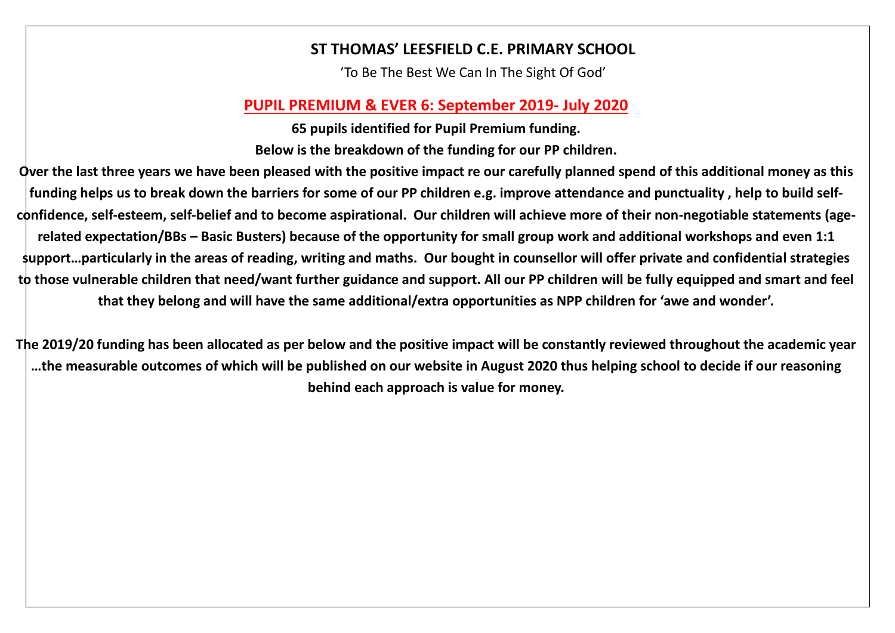# ST THOMAS' LEESFIELD C.E. PRIMARY SCHOOL

'To Be The Best We Can In The Sight Of God'

## PUPIL PREMIUM & EVER 6: September 2019- July 2020

**65 pupils identified for Pupil Premium funding.**

**Below is the breakdown of the funding for our PP children.**

**Over the last three years we have been pleased with the positive impact re our carefully planned spend of this additional money as this funding helps us to break down the barriers for some of our PP children e.g. improve attendance and punctuality , help to build self-confidence, self-esteem, self-belief and to become aspirational. Our children will achieve more of their non-negotiable statements (age-related expectation/BBs – Basic Busters) because of the opportunity for small group work and additional workshops and even 1:1 support…particularly in the areas of reading, writing and maths. Our bought in counsellor will offer private and confidential strategies to those vulnerable children that need/want further guidance and support. All our PP children will be fully equipped and smart and feel that they belong and will have the same additional/extra opportunities as NPP children for 'awe and wonder'.**

**The 2019/20 funding has been allocated as per below and the positive impact will be constantly reviewed throughout the academic year …the measurable outcomes of which will be published on our website in August 2020 thus helping school to decide if our reasoning behind each approach is value for money.**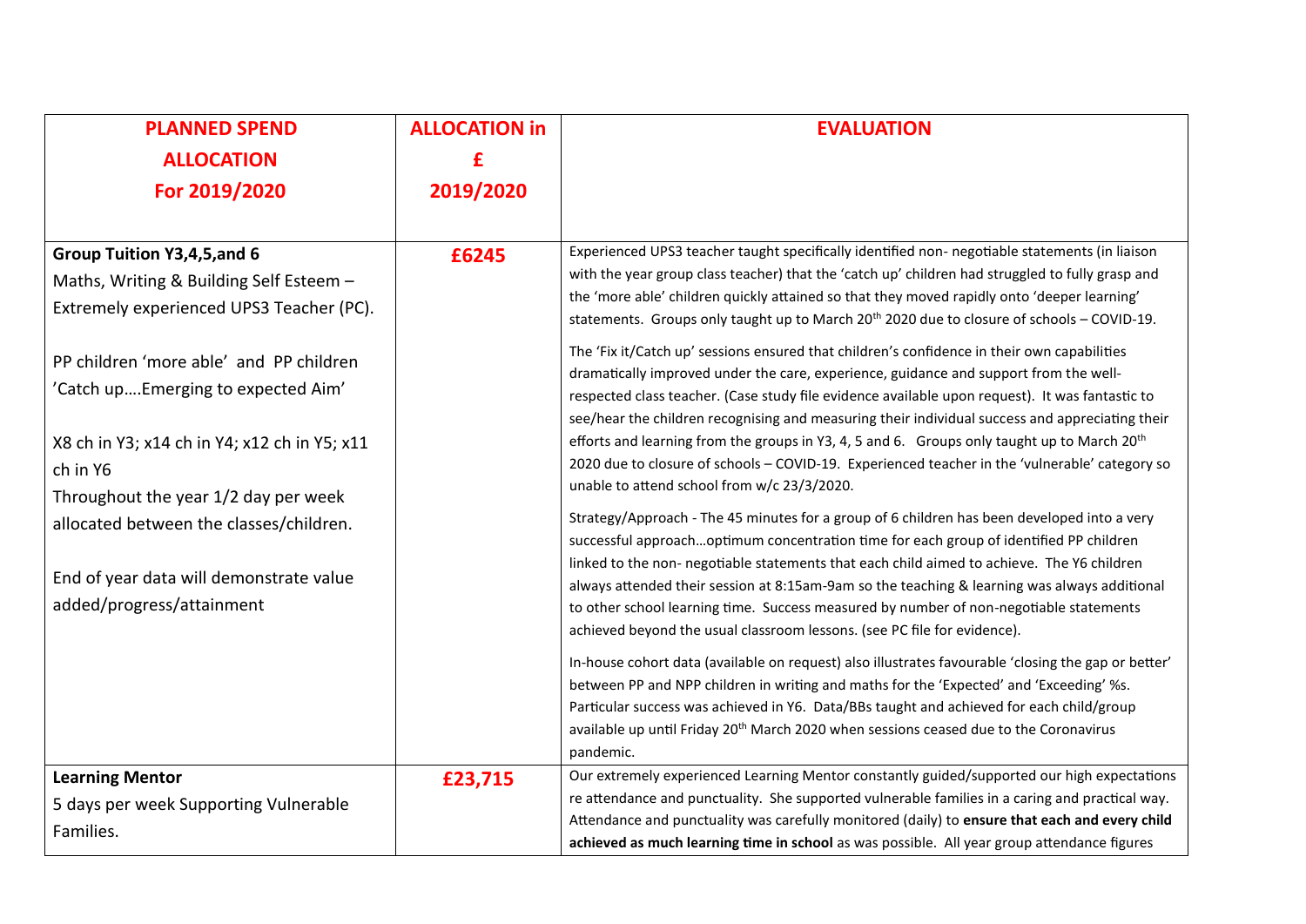| **PLANNED SPEND ALLOCATION For 2019/2020** | **ALLOCATION in £ 2019/2020** | **EVALUATION** |
|---|---|---|
| **Group Tuition Y3,4,5,and 6**<br>Maths, Writing & Building Self Esteem – Extremely experienced UPS3 Teacher (PC).<br><br>PP children 'more able' and PP children 'Catch up….Emerging to expected Aim'<br><br>X8 ch in Y3; x14 ch in Y4; x12 ch in Y5; x11 ch in Y6<br>Throughout the year 1/2 day per week allocated between the classes/children.<br><br>End of year data will demonstrate value added/progress/attainment | **£6245** | Experienced UPS3 teacher taught specifically identified non- negotiable statements (in liaison with the year group class teacher) that the 'catch up' children had struggled to fully grasp and the 'more able' children quickly attained so that they moved rapidly onto 'deeper learning' statements. Groups only taught up to March 20th 2020 due to closure of schools – COVID-19.<br><br>The 'Fix it/Catch up' sessions ensured that children's confidence in their own capabilities dramatically improved under the care, experience, guidance and support from the well-respected class teacher. (Case study file evidence available upon request). It was fantastic to see/hear the children recognising and measuring their individual success and appreciating their efforts and learning from the groups in Y3, 4, 5 and 6. Groups only taught up to March 20th 2020 due to closure of schools – COVID-19. Experienced teacher in the 'vulnerable' category so unable to attend school from w/c 23/3/2020.<br><br>Strategy/Approach - The 45 minutes for a group of 6 children has been developed into a very successful approach…optimum concentration time for each group of identified PP children linked to the non- negotiable statements that each child aimed to achieve. The Y6 children always attended their session at 8:15am-9am so the teaching & learning was always additional to other school learning time. Success measured by number of non-negotiable statements achieved beyond the usual classroom lessons. (see PC file for evidence).<br><br>In-house cohort data (available on request) also illustrates favourable 'closing the gap or better' between PP and NPP children in writing and maths for the 'Expected' and 'Exceeding' %s. Particular success was achieved in Y6. Data/BBs taught and achieved for each child/group available up until Friday 20th March 2020 when sessions ceased due to the Coronavirus pandemic. |
| **Learning Mentor**<br>5 days per week Supporting Vulnerable Families. | **£23,715** | Our extremely experienced Learning Mentor constantly guided/supported our high expectations re attendance and punctuality. She supported vulnerable families in a caring and practical way. Attendance and punctuality was carefully monitored (daily) to **ensure that each and every child achieved as much learning time in school** as was possible. All year group attendance figures |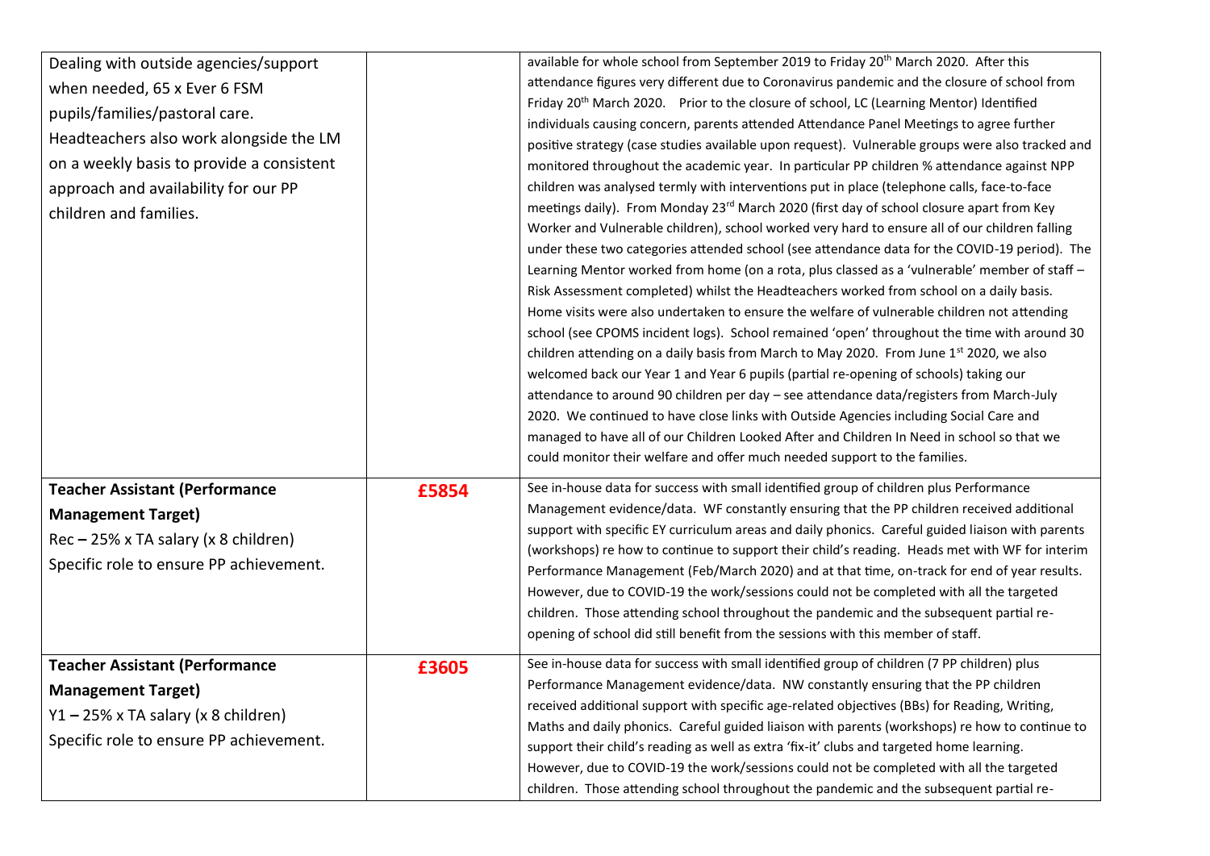| | | |
|---|---|---|
| Dealing with outside agencies/support when needed, 65 x Ever 6 FSM pupils/families/pastoral care. Headteachers also work alongside the LM on a weekly basis to provide a consistent approach and availability for our PP children and families. | | available for whole school from September 2019 to Friday 20th March 2020. After this attendance figures very different due to Coronavirus pandemic and the closure of school from Friday 20th March 2020. Prior to the closure of school, LC (Learning Mentor) Identified individuals causing concern, parents attended Attendance Panel Meetings to agree further positive strategy (case studies available upon request). Vulnerable groups were also tracked and monitored throughout the academic year. In particular PP children % attendance against NPP children was analysed termly with interventions put in place (telephone calls, face-to-face meetings daily). From Monday 23rd March 2020 (first day of school closure apart from Key Worker and Vulnerable children), school worked very hard to ensure all of our children falling under these two categories attended school (see attendance data for the COVID-19 period). The Learning Mentor worked from home (on a rota, plus classed as a 'vulnerable' member of staff – Risk Assessment completed) whilst the Headteachers worked from school on a daily basis. Home visits were also undertaken to ensure the welfare of vulnerable children not attending school (see CPOMS incident logs). School remained 'open' throughout the time with around 30 children attending on a daily basis from March to May 2020. From June 1st 2020, we also welcomed back our Year 1 and Year 6 pupils (partial re-opening of schools) taking our attendance to around 90 children per day – see attendance data/registers from March-July 2020. We continued to have close links with Outside Agencies including Social Care and managed to have all of our Children Looked After and Children In Need in school so that we could monitor their welfare and offer much needed support to the families. |
| **Teacher Assistant (Performance Management Target)** Rec **–** 25% x TA salary (x 8 children) Specific role to ensure PP achievement. | **£5854** | See in-house data for success with small identified group of children plus Performance Management evidence/data. WF constantly ensuring that the PP children received additional support with specific EY curriculum areas and daily phonics. Careful guided liaison with parents (workshops) re how to continue to support their child's reading. Heads met with WF for interim Performance Management (Feb/March 2020) and at that time, on-track for end of year results. However, due to COVID-19 the work/sessions could not be completed with all the targeted children. Those attending school throughout the pandemic and the subsequent partial re-opening of school did still benefit from the sessions with this member of staff. |
| **Teacher Assistant (Performance Management Target)** Y1 **–** 25% x TA salary (x 8 children) Specific role to ensure PP achievement. | **£3605** | See in-house data for success with small identified group of children (7 PP children) plus Performance Management evidence/data. NW constantly ensuring that the PP children received additional support with specific age-related objectives (BBs) for Reading, Writing, Maths and daily phonics. Careful guided liaison with parents (workshops) re how to continue to support their child's reading as well as extra 'fix-it' clubs and targeted home learning. However, due to COVID-19 the work/sessions could not be completed with all the targeted children. Those attending school throughout the pandemic and the subsequent partial re- |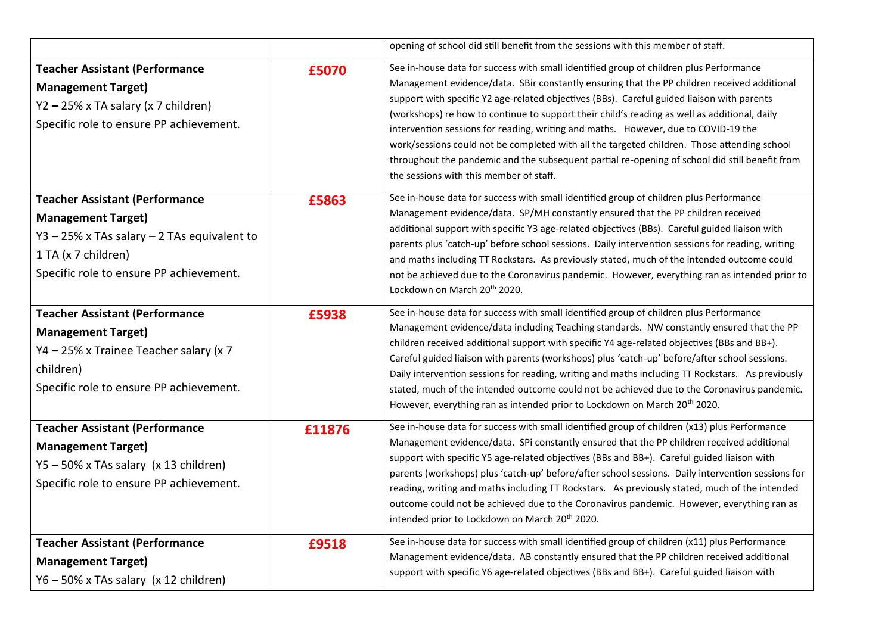| | | |
|---|---|---|
| | | opening of school did still benefit from the sessions with this member of staff. |
| **Teacher Assistant (Performance Management Target)**<br>Y2 **–** 25% x TA salary (x 7 children)<br>Specific role to ensure PP achievement. | **£5070** | See in-house data for success with small identified group of children plus Performance Management evidence/data. SBir constantly ensuring that the PP children received additional support with specific Y2 age-related objectives (BBs). Careful guided liaison with parents (workshops) re how to continue to support their child's reading as well as additional, daily intervention sessions for reading, writing and maths. However, due to COVID-19 the work/sessions could not be completed with all the targeted children. Those attending school throughout the pandemic and the subsequent partial re-opening of school did still benefit from the sessions with this member of staff. |
| **Teacher Assistant (Performance Management Target)**<br>Y3 **–** 25% x TAs salary – 2 TAs equivalent to 1 TA (x 7 children)<br>Specific role to ensure PP achievement. | **£5863** | See in-house data for success with small identified group of children plus Performance Management evidence/data. SP/MH constantly ensured that the PP children received additional support with specific Y3 age-related objectives (BBs). Careful guided liaison with parents plus 'catch-up' before school sessions. Daily intervention sessions for reading, writing and maths including TT Rockstars. As previously stated, much of the intended outcome could not be achieved due to the Coronavirus pandemic. However, everything ran as intended prior to Lockdown on March 20th 2020. |
| **Teacher Assistant (Performance Management Target)**<br>Y4 **–** 25% x Trainee Teacher salary (x 7 children)<br>Specific role to ensure PP achievement. | **£5938** | See in-house data for success with small identified group of children plus Performance Management evidence/data including Teaching standards. NW constantly ensured that the PP children received additional support with specific Y4 age-related objectives (BBs and BB+). Careful guided liaison with parents (workshops) plus 'catch-up' before/after school sessions. Daily intervention sessions for reading, writing and maths including TT Rockstars. As previously stated, much of the intended outcome could not be achieved due to the Coronavirus pandemic. However, everything ran as intended prior to Lockdown on March 20th 2020. |
| **Teacher Assistant (Performance Management Target)**<br>Y5 **–** 50% x TAs salary (x 13 children)<br>Specific role to ensure PP achievement. | **£11876** | See in-house data for success with small identified group of children (x13) plus Performance Management evidence/data. SPi constantly ensured that the PP children received additional support with specific Y5 age-related objectives (BBs and BB+). Careful guided liaison with parents (workshops) plus 'catch-up' before/after school sessions. Daily intervention sessions for reading, writing and maths including TT Rockstars. As previously stated, much of the intended outcome could not be achieved due to the Coronavirus pandemic. However, everything ran as intended prior to Lockdown on March 20th 2020. |
| **Teacher Assistant (Performance Management Target)**<br>Y6 **–** 50% x TAs salary (x 12 children) | **£9518** | See in-house data for success with small identified group of children (x11) plus Performance Management evidence/data. AB constantly ensured that the PP children received additional support with specific Y6 age-related objectives (BBs and BB+). Careful guided liaison with |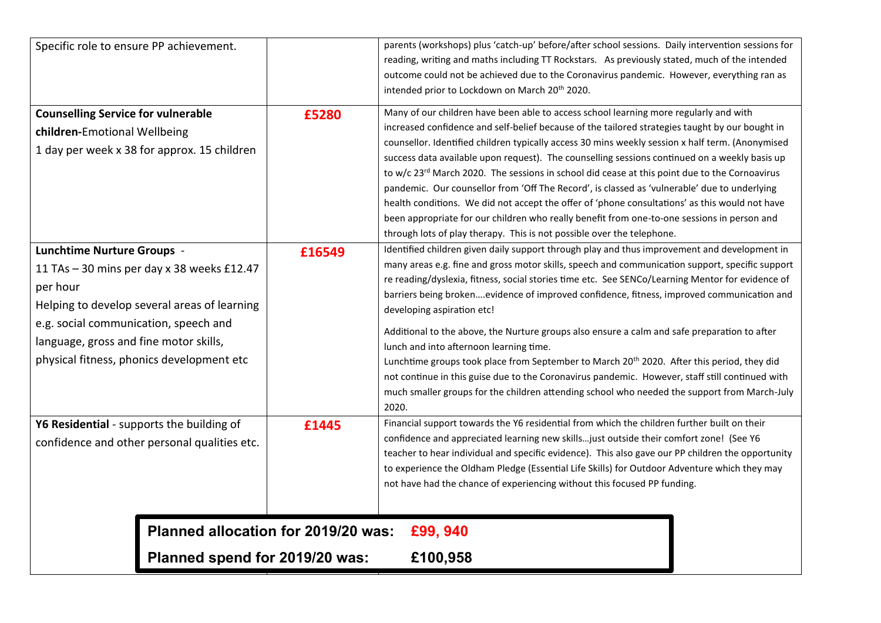| | | |
|---|---|---|
| Specific role to ensure PP achievement. | | parents (workshops) plus 'catch-up' before/after school sessions. Daily intervention sessions for reading, writing and maths including TT Rockstars. As previously stated, much of the intended outcome could not be achieved due to the Coronavirus pandemic. However, everything ran as intended prior to Lockdown on March 20th 2020. |
| **Counselling Service for vulnerable children-**Emotional Wellbeing<br>1 day per week x 38 for approx. 15 children | **£5280** | Many of our children have been able to access school learning more regularly and with increased confidence and self-belief because of the tailored strategies taught by our bought in counsellor. Identified children typically access 30 mins weekly session x half term. (Anonymised success data available upon request). The counselling sessions continued on a weekly basis up to w/c 23rd March 2020. The sessions in school did cease at this point due to the Cornoavirus pandemic. Our counsellor from 'Off The Record', is classed as 'vulnerable' due to underlying health conditions. We did not accept the offer of 'phone consultations' as this would not have been appropriate for our children who really benefit from one-to-one sessions in person and through lots of play therapy. This is not possible over the telephone. |
| **Lunchtime Nurture Groups** -<br>11 TAs – 30 mins per day x 38 weeks £12.47 per hour<br>Helping to develop several areas of learning e.g. social communication, speech and language, gross and fine motor skills, physical fitness, phonics development etc | **£16549** | Identified children given daily support through play and thus improvement and development in many areas e.g. fine and gross motor skills, speech and communication support, specific support re reading/dyslexia, fitness, social stories time etc. See SENCo/Learning Mentor for evidence of barriers being broken….evidence of improved confidence, fitness, improved communication and developing aspiration etc!<br>Additional to the above, the Nurture groups also ensure a calm and safe preparation to after lunch and into afternoon learning time.<br>Lunchtime groups took place from September to March 20th 2020. After this period, they did not continue in this guise due to the Coronavirus pandemic. However, staff still continued with much smaller groups for the children attending school who needed the support from March-July 2020. |
| **Y6 Residential** - supports the building of confidence and other personal qualities etc. | **£1445** | Financial support towards the Y6 residential from which the children further built on their confidence and appreciated learning new skills…just outside their comfort zone! (See Y6 teacher to hear individual and specific evidence). This also gave our PP children the opportunity to experience the Oldham Pledge (Essential Life Skills) for Outdoor Adventure which they may not have had the chance of experiencing without this focused PP funding. |

**Planned allocation for 2019/20 was: £99, 940**

**Planned spend for 2019/20 was: £100,958**